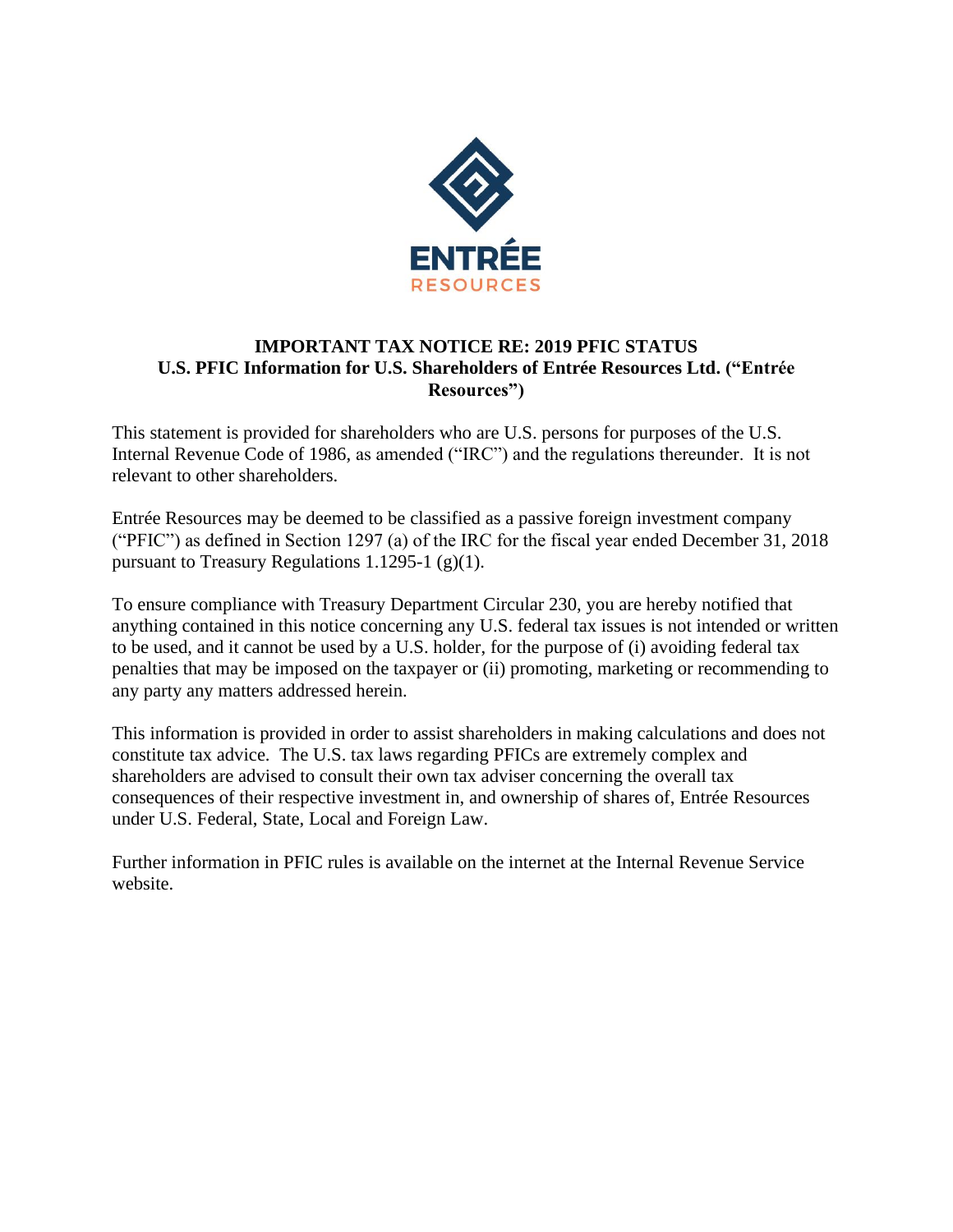ENTRÉE
RESOURCES

**IMPORTANT TAX NOTICE RE: 2019 PFIC STATUS**
**U.S. PFIC Information for U.S. Shareholders of Entrée Resources Ltd. ("Entrée Resources")**

This statement is provided for shareholders who are U.S. persons for purposes of the U.S. Internal Revenue Code of 1986, as amended ("IRC") and the regulations thereunder. It is not relevant to other shareholders.

Entrée Resources may be deemed to be classified as a passive foreign investment company ("PFIC") as defined in Section 1297 (a) of the IRC for the fiscal year ended December 31, 2018 pursuant to Treasury Regulations 1.1295-1 (g)(1).

To ensure compliance with Treasury Department Circular 230, you are hereby notified that anything contained in this notice concerning any U.S. federal tax issues is not intended or written to be used, and it cannot be used by a U.S. holder, for the purpose of (i) avoiding federal tax penalties that may be imposed on the taxpayer or (ii) promoting, marketing or recommending to any party any matters addressed herein.

This information is provided in order to assist shareholders in making calculations and does not constitute tax advice. The U.S. tax laws regarding PFICs are extremely complex and shareholders are advised to consult their own tax adviser concerning the overall tax consequences of their respective investment in, and ownership of shares of, Entrée Resources under U.S. Federal, State, Local and Foreign Law.

Further information in PFIC rules is available on the internet at the Internal Revenue Service website.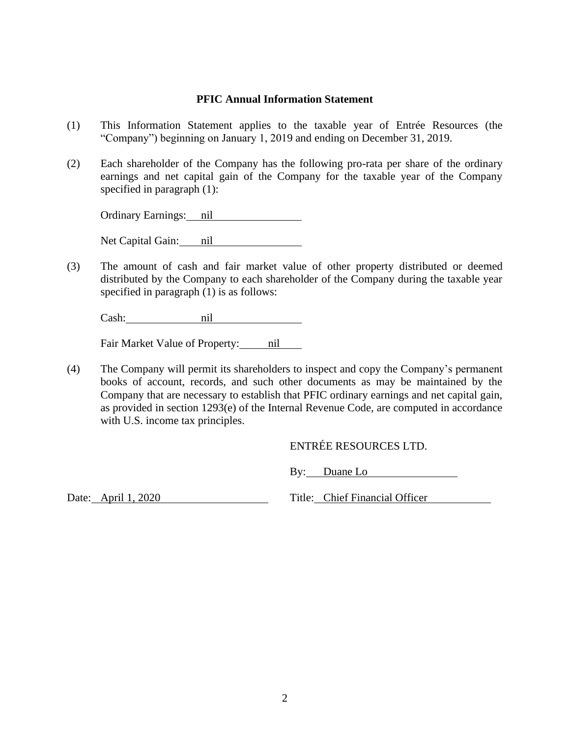**PFIC Annual Information Statement**

(1) This Information Statement applies to the taxable year of Entrée Resources (the "Company") beginning on January 1, 2019 and ending on December 31, 2019.

(2) Each shareholder of the Company has the following pro-rata per share of the ordinary earnings and net capital gain of the Company for the taxable year of the Company specified in paragraph (1):

Ordinary Earnings: nil

Net Capital Gain: nil

(3) The amount of cash and fair market value of other property distributed or deemed distributed by the Company to each shareholder of the Company during the taxable year specified in paragraph (1) is as follows:

Cash: nil

Fair Market Value of Property: nil

(4) The Company will permit its shareholders to inspect and copy the Company's permanent books of account, records, and such other documents as may be maintained by the Company that are necessary to establish that PFIC ordinary earnings and net capital gain, as provided in section 1293(e) of the Internal Revenue Code, are computed in accordance with U.S. income tax principles.

ENTRÉE RESOURCES LTD.

By: Duane Lo

Date: April 1, 2020

Title: Chief Financial Officer